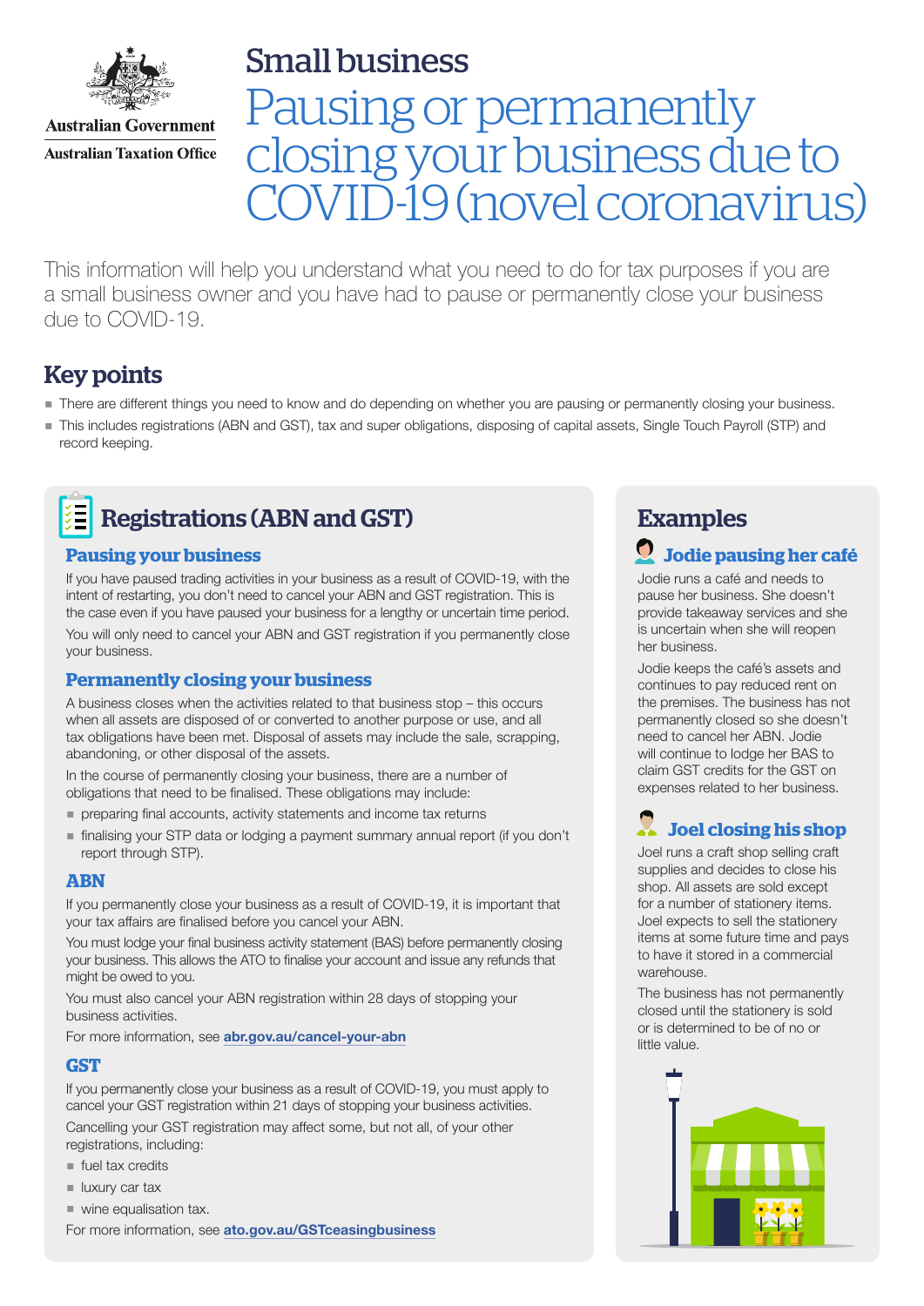Australian Government
Australian Taxation Office

# Small business
# Pausing or permanently closing your business due to COVID-19 (novel coronavirus)

This information will help you understand what you need to do for tax purposes if you are a small business owner and you have had to pause or permanently close your business due to COVID-19.

## Key points

- There are different things you need to know and do depending on whether you are pausing or permanently closing your business.
- This includes registrations (ABN and GST), tax and super obligations, disposing of capital assets, Single Touch Payroll (STP) and record keeping.

## Registrations (ABN and GST)

### Pausing your business

If you have paused trading activities in your business as a result of COVID-19, with the intent of restarting, you don't need to cancel your ABN and GST registration. This is the case even if you have paused your business for a lengthy or uncertain time period.

You will only need to cancel your ABN and GST registration if you permanently close your business.

### Permanently closing your business

A business closes when the activities related to that business stop – this occurs when all assets are disposed of or converted to another purpose or use, and all tax obligations have been met. Disposal of assets may include the sale, scrapping, abandoning, or other disposal of the assets.

In the course of permanently closing your business, there are a number of obligations that need to be finalised. These obligations may include:

- preparing final accounts, activity statements and income tax returns
- finalising your STP data or lodging a payment summary annual report (if you don't report through STP).

### ABN

If you permanently close your business as a result of COVID-19, it is important that your tax affairs are finalised before you cancel your ABN.

You must lodge your final business activity statement (BAS) before permanently closing your business. This allows the ATO to finalise your account and issue any refunds that might be owed to you.

You must also cancel your ABN registration within 28 days of stopping your business activities.

For more information, see **abr.gov.au/cancel-your-abn**

### GST

If you permanently close your business as a result of COVID-19, you must apply to cancel your GST registration within 21 days of stopping your business activities.

Cancelling your GST registration may affect some, but not all, of your other registrations, including:

- fuel tax credits
- luxury car tax
- wine equalisation tax.

For more information, see **ato.gov.au/GSTceasingbusiness**

## Examples

### Jodie pausing her café

Jodie runs a café and needs to pause her business. She doesn't provide takeaway services and she is uncertain when she will reopen her business.

Jodie keeps the café's assets and continues to pay reduced rent on the premises. The business has not permanently closed so she doesn't need to cancel her ABN. Jodie will continue to lodge her BAS to claim GST credits for the GST on expenses related to her business.

### Joel closing his shop

Joel runs a craft shop selling craft supplies and decides to close his shop. All assets are sold except for a number of stationery items. Joel expects to sell the stationery items at some future time and pays to have it stored in a commercial warehouse.

The business has not permanently closed until the stationery is sold or is determined to be of no or little value.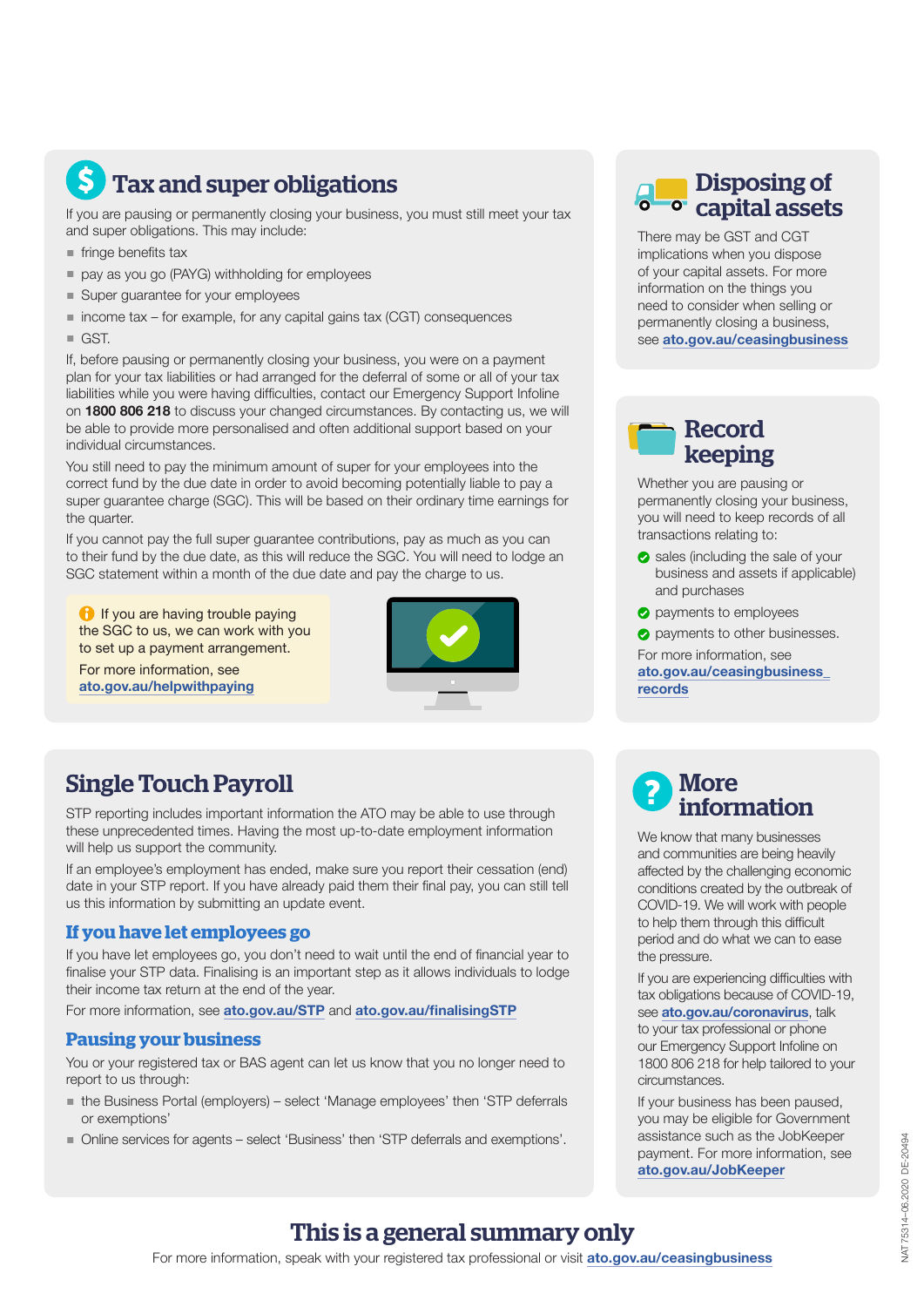## Tax and super obligations

If you are pausing or permanently closing your business, you must still meet your tax and super obligations. This may include:

- fringe benefits tax
- pay as you go (PAYG) withholding for employees
- Super guarantee for your employees
- income tax – for example, for any capital gains tax (CGT) consequences
- GST.

If, before pausing or permanently closing your business, you were on a payment plan for your tax liabilities or had arranged for the deferral of some or all of your tax liabilities while you were having difficulties, contact our Emergency Support Infoline on **1800 806 218** to discuss your changed circumstances. By contacting us, we will be able to provide more personalised and often additional support based on your individual circumstances.

You still need to pay the minimum amount of super for your employees into the correct fund by the due date in order to avoid becoming potentially liable to pay a super guarantee charge (SGC). This will be based on their ordinary time earnings for the quarter.

If you cannot pay the full super guarantee contributions, pay as much as you can to their fund by the due date, as this will reduce the SGC. You will need to lodge an SGC statement within a month of the due date and pay the charge to us.

> If you are having trouble paying the SGC to us, we can work with you to set up a payment arrangement.
>
> For more information, see **ato.gov.au/helpwithpaying**

## Disposing of capital assets

There may be GST and CGT implications when you dispose of your capital assets. For more information on the things you need to consider when selling or permanently closing a business, see **ato.gov.au/ceasingbusiness**

## Record keeping

Whether you are pausing or permanently closing your business, you will need to keep records of all transactions relating to:

- sales (including the sale of your business and assets if applicable) and purchases
- payments to employees
- payments to other businesses.

For more information, see **ato.gov.au/ceasingbusiness_records**

## Single Touch Payroll

STP reporting includes important information the ATO may be able to use through these unprecedented times. Having the most up-to-date employment information will help us support the community.

If an employee's employment has ended, make sure you report their cessation (end) date in your STP report. If you have already paid them their final pay, you can still tell us this information by submitting an update event.

### If you have let employees go

If you have let employees go, you don't need to wait until the end of financial year to finalise your STP data. Finalising is an important step as it allows individuals to lodge their income tax return at the end of the year.

For more information, see **ato.gov.au/STP** and **ato.gov.au/finalisingSTP**

### Pausing your business

You or your registered tax or BAS agent can let us know that you no longer need to report to us through:

- the Business Portal (employers) – select 'Manage employees' then 'STP deferrals or exemptions'
- Online services for agents – select 'Business' then 'STP deferrals and exemptions'.

## More information

We know that many businesses and communities are being heavily affected by the challenging economic conditions created by the outbreak of COVID-19. We will work with people to help them through this difficult period and do what we can to ease the pressure.

If you are experiencing difficulties with tax obligations because of COVID-19, see **ato.gov.au/coronavirus**, talk to your tax professional or phone our Emergency Support Infoline on 1800 806 218 for help tailored to your circumstances.

If your business has been paused, you may be eligible for Government assistance such as the JobKeeper payment. For more information, see **ato.gov.au/JobKeeper**

## This is a general summary only

For more information, speak with your registered tax professional or visit **ato.gov.au/ceasingbusiness**

NAT 75314–06.2020 DE-20494